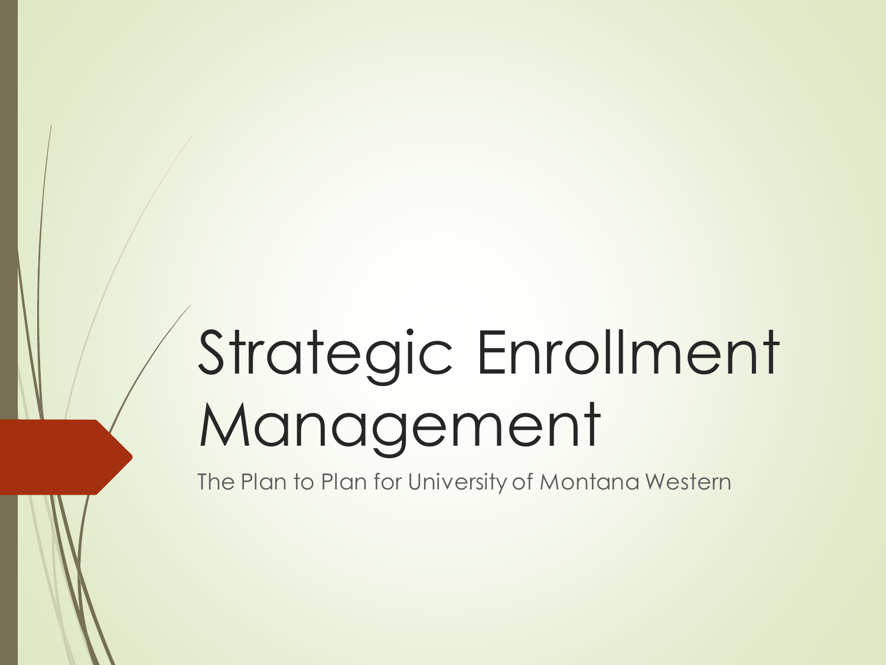# Strategic Enrollment Management

The Plan to Plan for University of Montana Western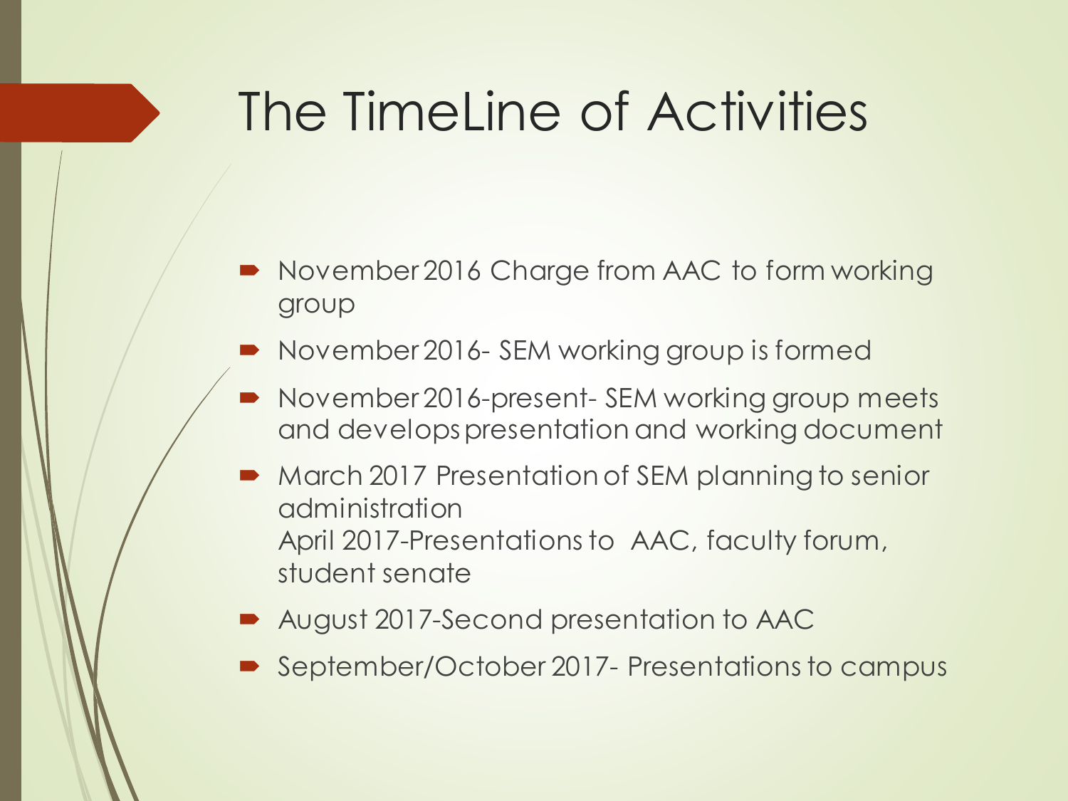# The TimeLine of Activities

- November 2016 Charge from AAC to form working group
- November 2016- SEM working group is formed
- November 2016-present- SEM working group meets and develops presentation and working document
- March 2017 Presentation of SEM planning to senior administration
  April 2017-Presentations to AAC, faculty forum, student senate
- August 2017-Second presentation to AAC
- September/October 2017- Presentations to campus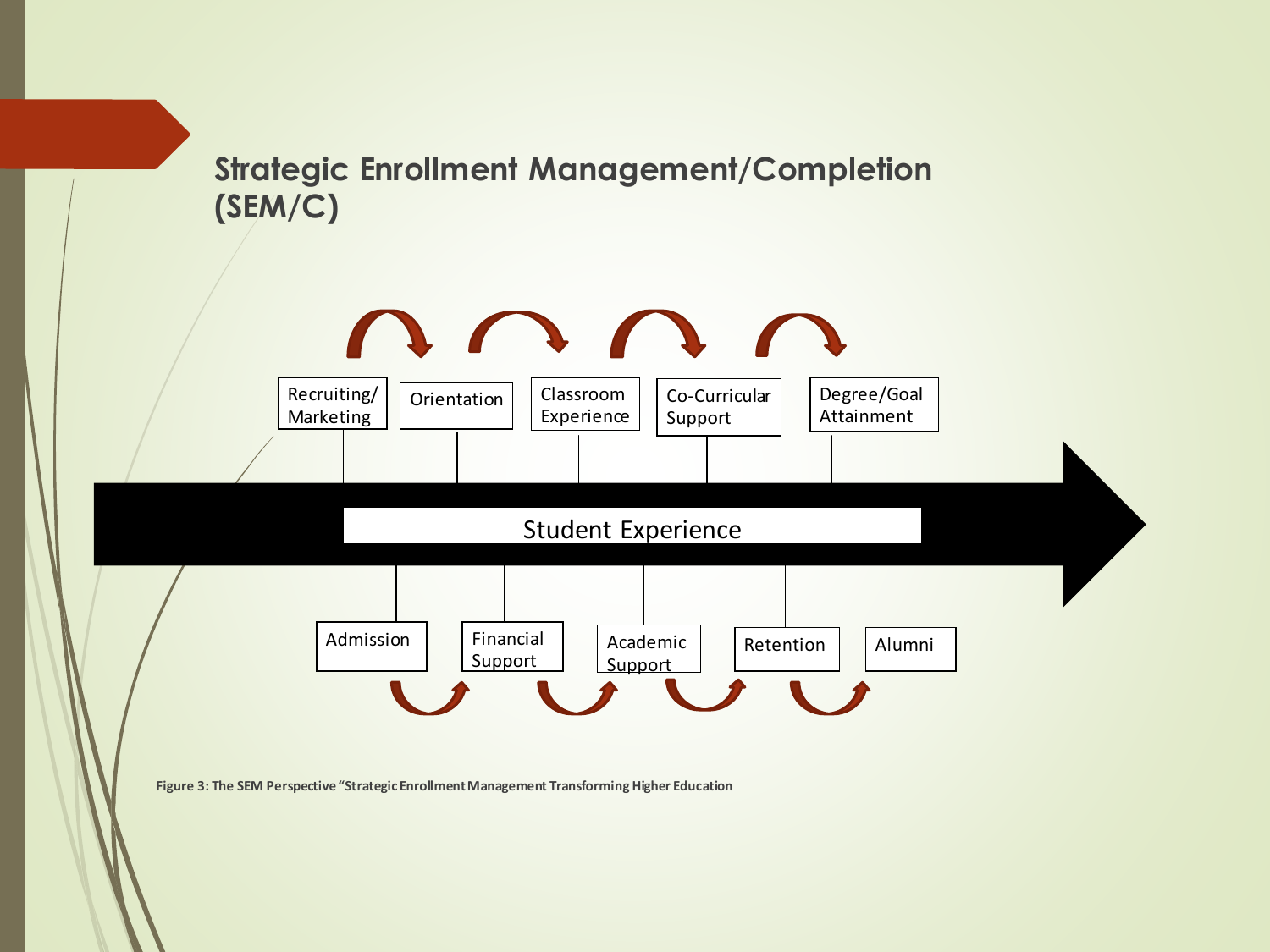## Strategic Enrollment Management/Completion (SEM/C)

Recruiting/ Marketing

Orientation

Classroom Experience

Co-Curricular Support

Degree/Goal Attainment

Student Experience

Admission

Financial Support

Academic Support

Retention

Alumni

**Figure 3: The SEM Perspective "Strategic Enrollment Management Transforming Higher Education**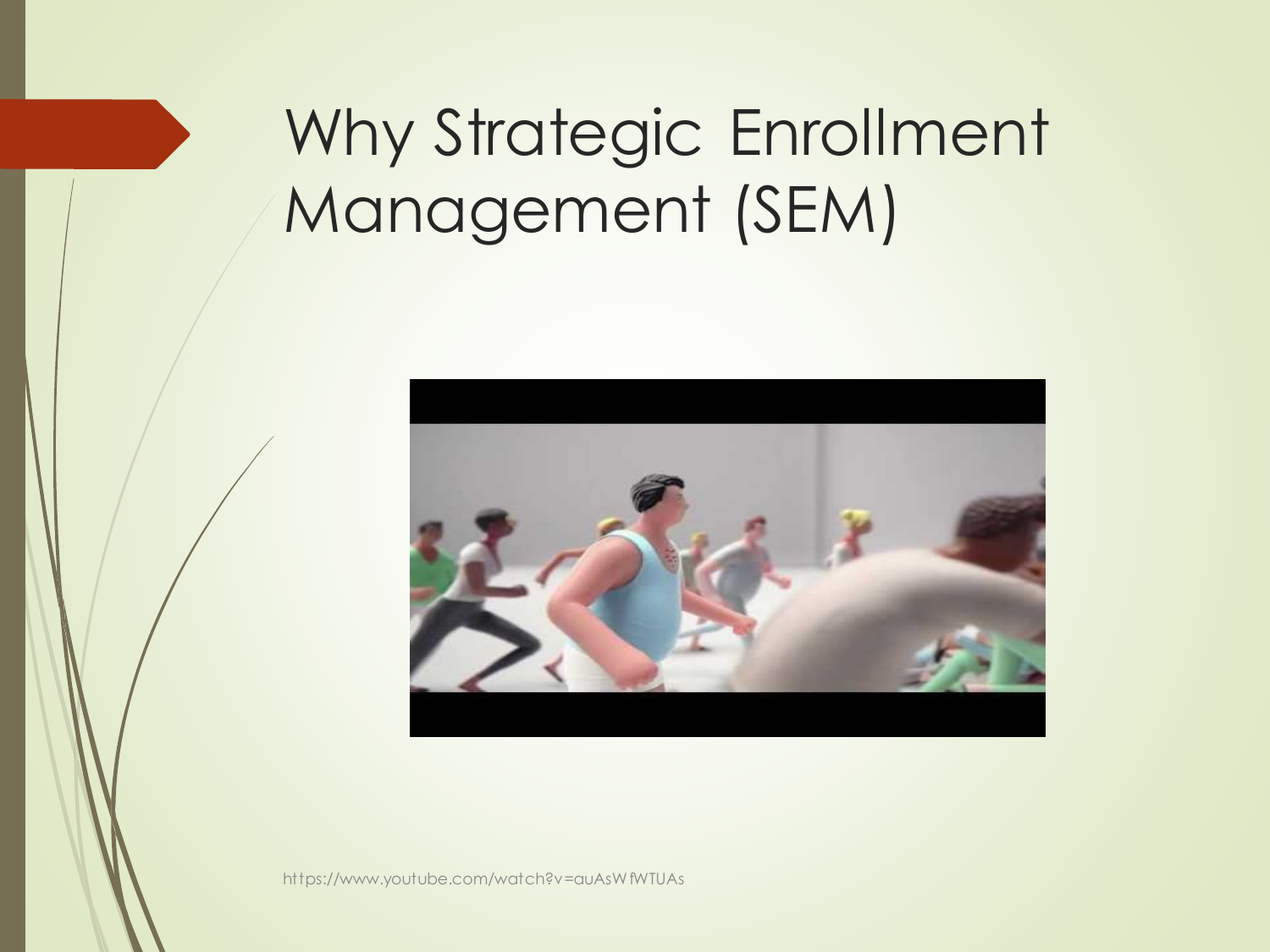# Why Strategic Enrollment Management (SEM)

https://www.youtube.com/watch?v=auAsWfWTUAs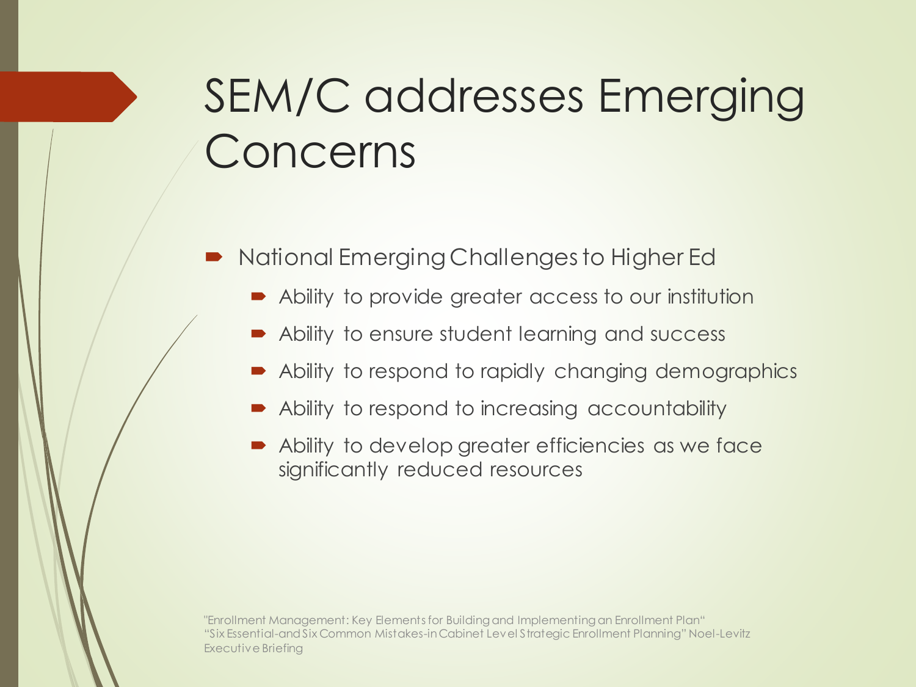# SEM/C addresses Emerging Concerns

- National Emerging Challenges to Higher Ed
  - Ability to provide greater access to our institution
  - Ability to ensure student learning and success
  - Ability to respond to rapidly changing demographics
  - Ability to respond to increasing accountability
  - Ability to develop greater efficiencies as we face significantly reduced resources

"Enrollment Management: Key Elements for Building and Implementing an Enrollment Plan"
"Six Essential-and Six Common Mistakes-in Cabinet Level Strategic Enrollment Planning" Noel-Levitz Executive Briefing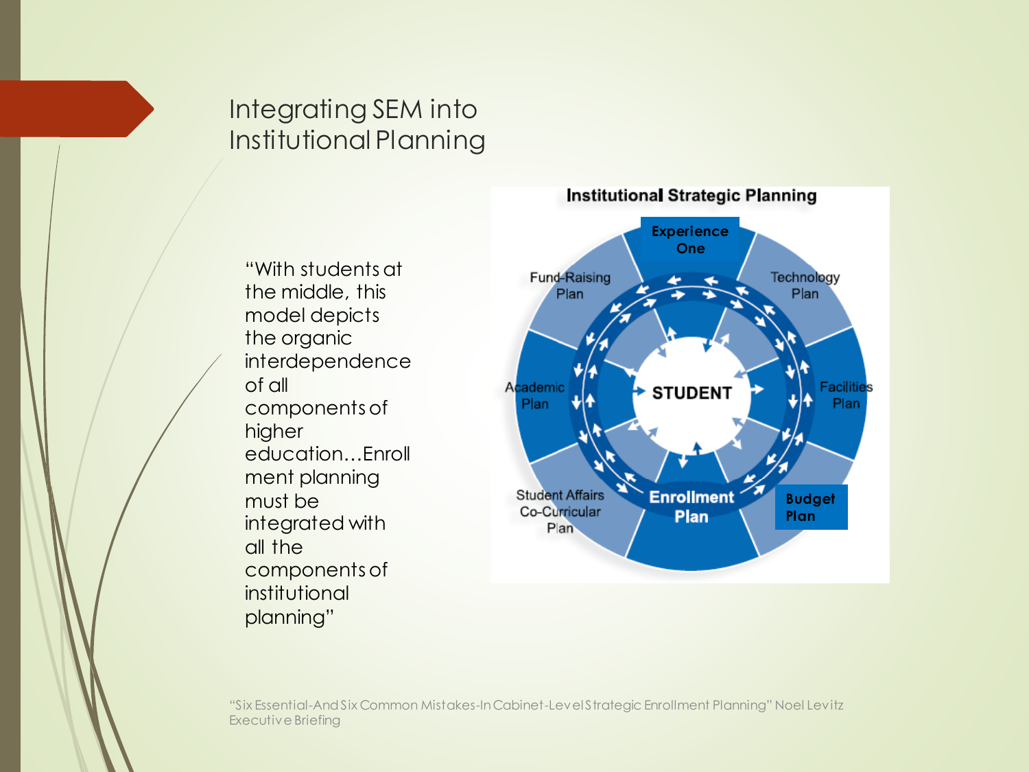# Integrating SEM into Institutional Planning

"With students at the middle, this model depicts the organic interdependence of all components of higher education…Enrollment planning must be integrated with all the components of institutional planning"

**Institutional Strategic Planning**

Experience One

Fund-Raising Plan

Technology Plan

Academic Plan

STUDENT

Facilities Plan

Student Affairs Co-Curricular Plan

Enrollment Plan

Budget Plan

"Six Essential-And Six Common Mistakes-In Cabinet-Level Strategic Enrollment Planning" Noel Levitz Executive Briefing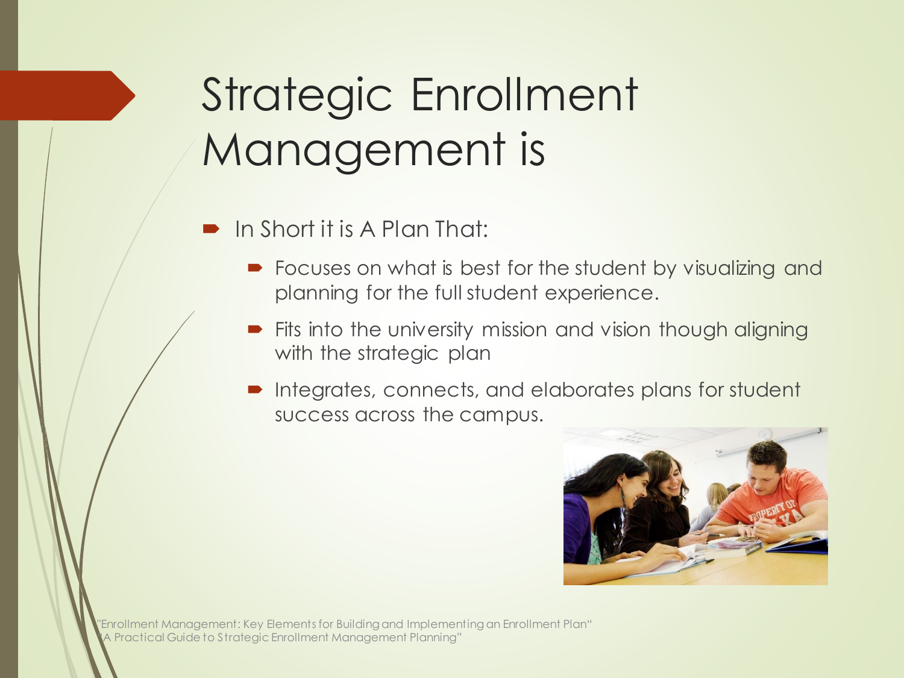# Strategic Enrollment Management is

- In Short it is A Plan That:
  - Focuses on what is best for the student by visualizing and planning for the full student experience.
  - Fits into the university mission and vision though aligning with the strategic plan
  - Integrates, connects, and elaborates plans for student success across the campus.

"Enrollment Management: Key Elements for Building and Implementing an Enrollment Plan"
"A Practical Guide to Strategic Enrollment Management Planning"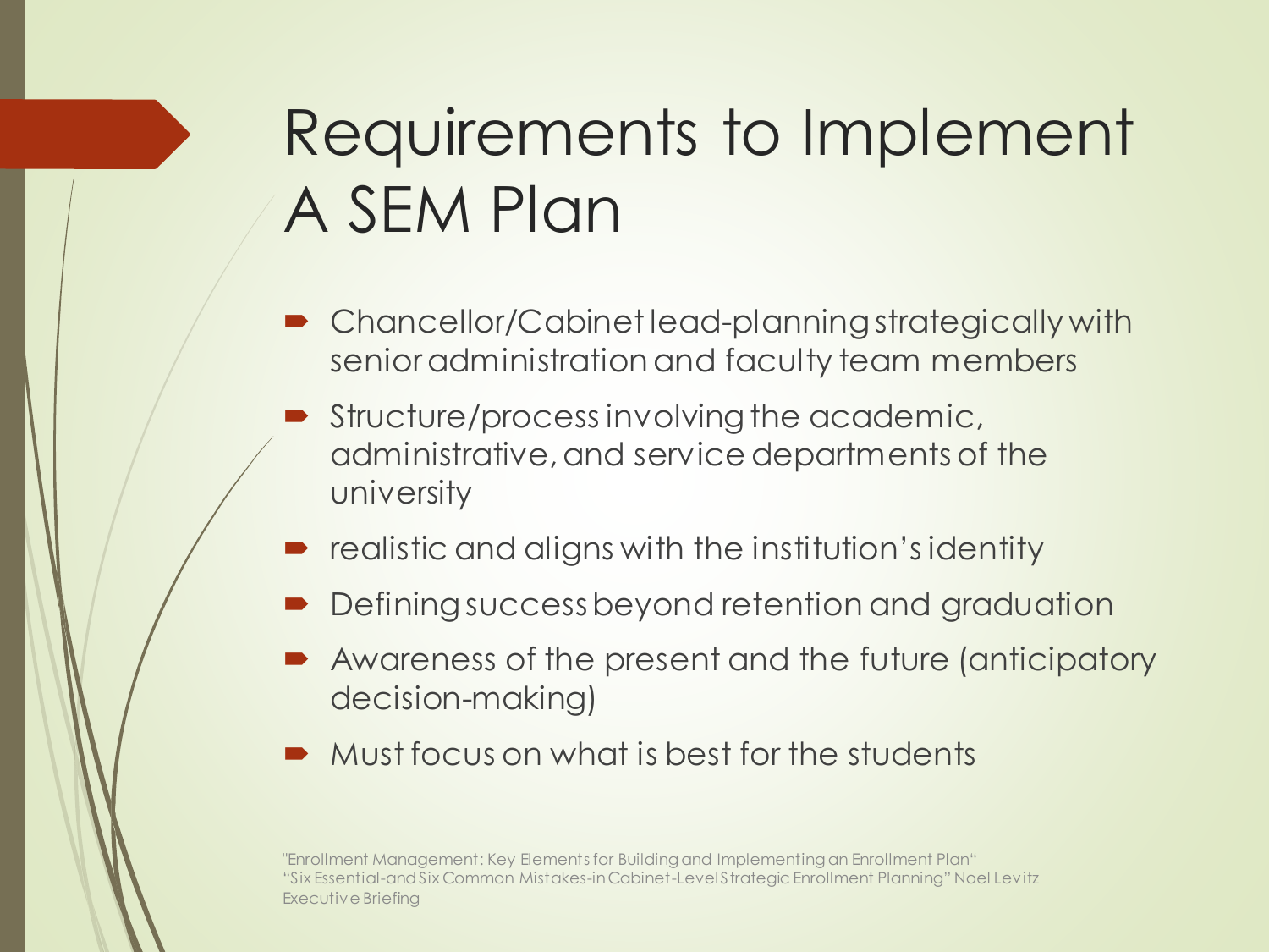# Requirements to Implement A SEM Plan

- Chancellor/Cabinet lead-planning strategically with senior administration and faculty team members
- Structure/process involving the academic, administrative, and service departments of the university
- realistic and aligns with the institution's identity
- Defining success beyond retention and graduation
- Awareness of the present and the future (anticipatory decision-making)
- Must focus on what is best for the students

"Enrollment Management: Key Elements for Building and Implementing an Enrollment Plan"
"Six Essential-and Six Common Mistakes-in Cabinet-Level Strategic Enrollment Planning" Noel Levitz Executive Briefing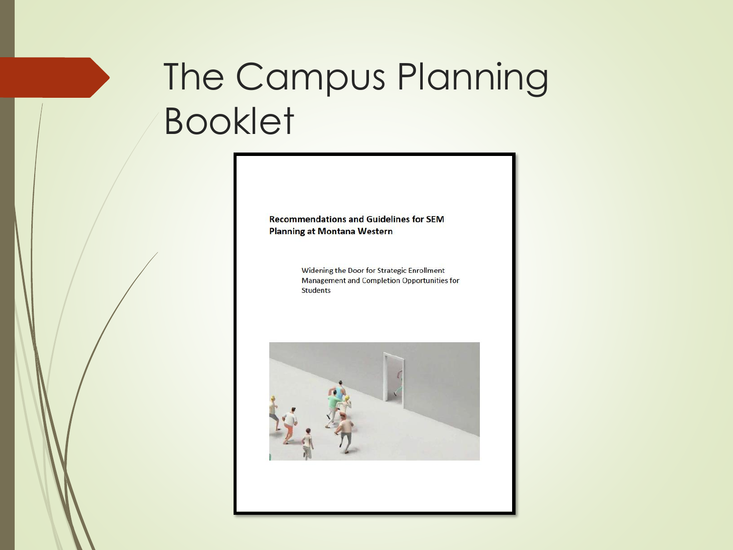# The Campus Planning Booklet

**Recommendations and Guidelines for SEM Planning at Montana Western**

Widening the Door for Strategic Enrollment Management and Completion Opportunities for Students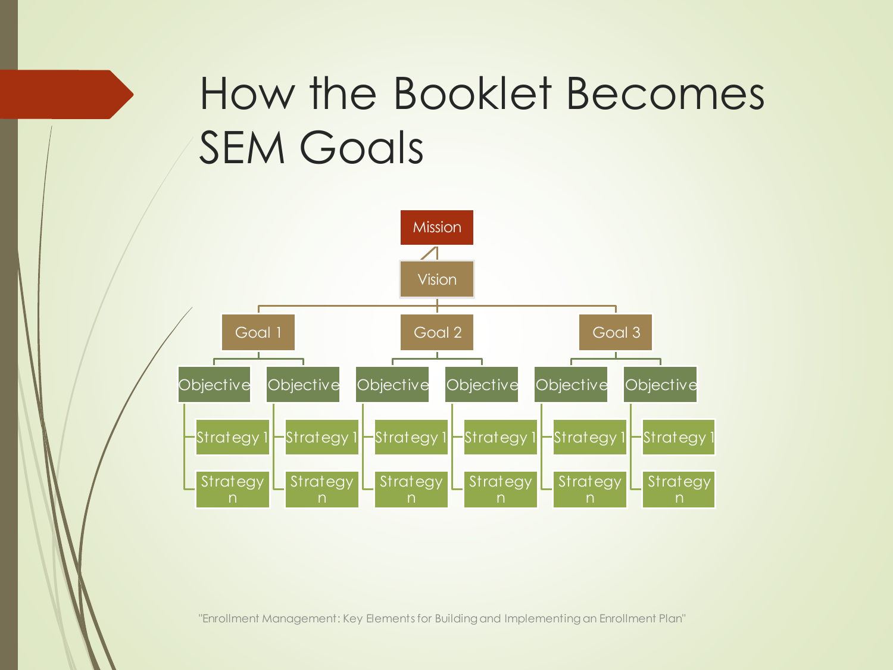# How the Booklet Becomes SEM Goals

- Mission
  - Vision
    - Goal 1
      - Objective
        - Strategy 1
        - Strategy n
      - Objective
        - Strategy 1
        - Strategy n
    - Goal 2
      - Objective
        - Strategy 1
        - Strategy n
      - Objective
        - Strategy 1
        - Strategy n
    - Goal 3
      - Objective
        - Strategy 1
        - Strategy n
      - Objective
        - Strategy 1
        - Strategy n

"Enrollment Management: Key Elements for Building and Implementing an Enrollment Plan"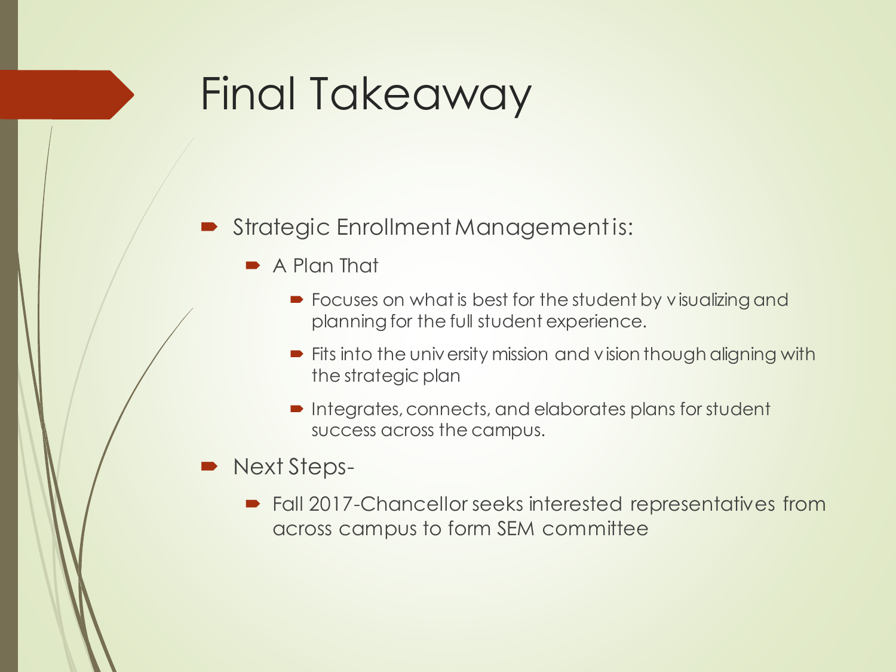# Final Takeaway

- Strategic Enrollment Management is:
  - A Plan That
    - Focuses on what is best for the student by visualizing and planning for the full student experience.
    - Fits into the university mission and vision though aligning with the strategic plan
    - Integrates, connects, and elaborates plans for student success across the campus.
- Next Steps-
  - Fall 2017-Chancellor seeks interested representatives from across campus to form SEM committee